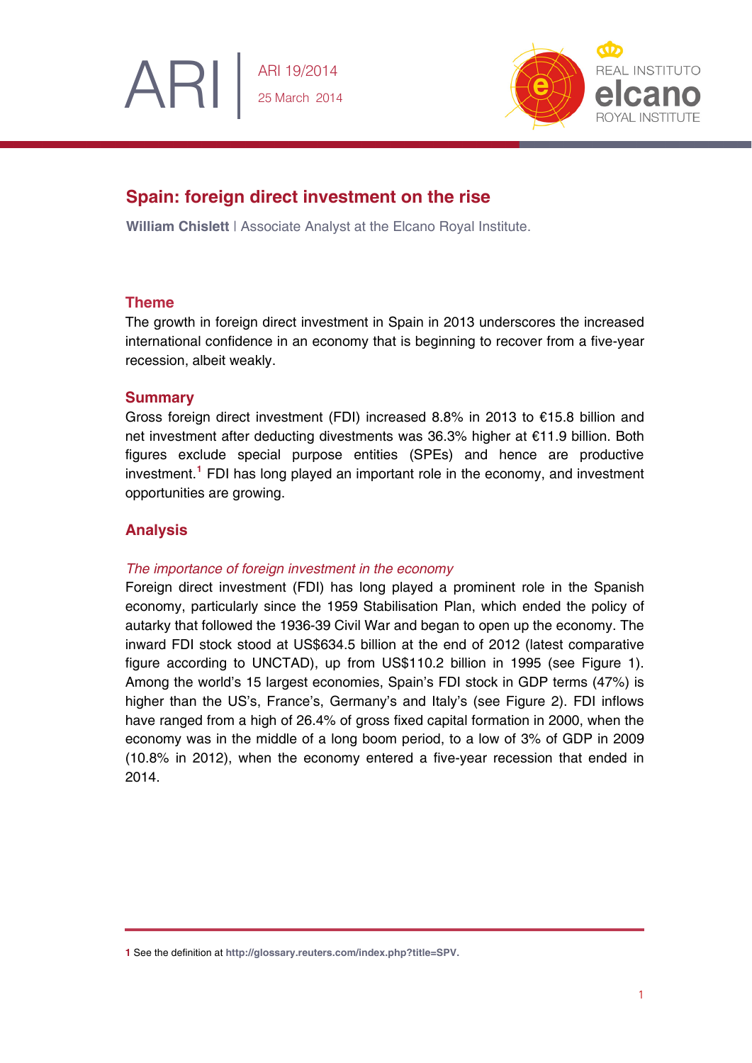ARI 19/2014
25 March 2014

# Spain: foreign direct investment on the rise

**William Chislett** | Associate Analyst at the Elcano Royal Institute.

## Theme

The growth in foreign direct investment in Spain in 2013 underscores the increased international confidence in an economy that is beginning to recover from a five-year recession, albeit weakly.

## Summary

Gross foreign direct investment (FDI) increased 8.8% in 2013 to €15.8 billion and net investment after deducting divestments was 36.3% higher at €11.9 billion. Both figures exclude special purpose entities (SPEs) and hence are productive investment.[1] FDI has long played an important role in the economy, and investment opportunities are growing.

## Analysis

### *The importance of foreign investment in the economy*

Foreign direct investment (FDI) has long played a prominent role in the Spanish economy, particularly since the 1959 Stabilisation Plan, which ended the policy of autarky that followed the 1936-39 Civil War and began to open up the economy. The inward FDI stock stood at US$634.5 billion at the end of 2012 (latest comparative figure according to UNCTAD), up from US$110.2 billion in 1995 (see Figure 1). Among the world's 15 largest economies, Spain's FDI stock in GDP terms (47%) is higher than the US's, France's, Germany's and Italy's (see Figure 2). FDI inflows have ranged from a high of 26.4% of gross fixed capital formation in 2000, when the economy was in the middle of a long boom period, to a low of 3% of GDP in 2009 (10.8% in 2012), when the economy entered a five-year recession that ended in 2014.

---

1 See the definition at http://glossary.reuters.com/index.php?title=SPV.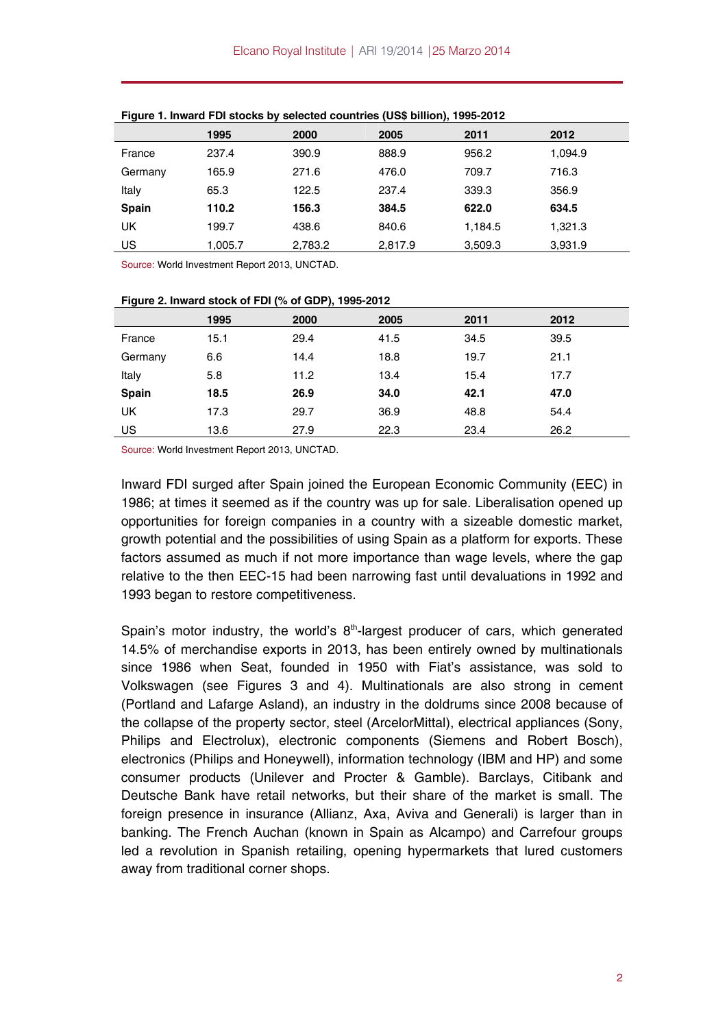**Figure 1. Inward FDI stocks by selected countries (US$ billion), 1995-2012**

| | 1995 | 2000 | 2005 | 2011 | 2012 |
|---|---|---|---|---|---|
| France | 237.4 | 390.9 | 888.9 | 956.2 | 1,094.9 |
| Germany | 165.9 | 271.6 | 476.0 | 709.7 | 716.3 |
| Italy | 65.3 | 122.5 | 237.4 | 339.3 | 356.9 |
| **Spain** | **110.2** | **156.3** | **384.5** | **622.0** | **634.5** |
| UK | 199.7 | 438.6 | 840.6 | 1,184.5 | 1,321.3 |
| US | 1,005.7 | 2,783.2 | 2,817.9 | 3,509.3 | 3,931.9 |

Source: World Investment Report 2013, UNCTAD.

**Figure 2. Inward stock of FDI (% of GDP), 1995-2012**

| | 1995 | 2000 | 2005 | 2011 | 2012 |
|---|---|---|---|---|---|
| France | 15.1 | 29.4 | 41.5 | 34.5 | 39.5 |
| Germany | 6.6 | 14.4 | 18.8 | 19.7 | 21.1 |
| Italy | 5.8 | 11.2 | 13.4 | 15.4 | 17.7 |
| **Spain** | **18.5** | **26.9** | **34.0** | **42.1** | **47.0** |
| UK | 17.3 | 29.7 | 36.9 | 48.8 | 54.4 |
| US | 13.6 | 27.9 | 22.3 | 23.4 | 26.2 |

Source: World Investment Report 2013, UNCTAD.

Inward FDI surged after Spain joined the European Economic Community (EEC) in 1986; at times it seemed as if the country was up for sale. Liberalisation opened up opportunities for foreign companies in a country with a sizeable domestic market, growth potential and the possibilities of using Spain as a platform for exports. These factors assumed as much if not more importance than wage levels, where the gap relative to the then EEC-15 had been narrowing fast until devaluations in 1992 and 1993 began to restore competitiveness.

Spain's motor industry, the world's 8th-largest producer of cars, which generated 14.5% of merchandise exports in 2013, has been entirely owned by multinationals since 1986 when Seat, founded in 1950 with Fiat's assistance, was sold to Volkswagen (see Figures 3 and 4). Multinationals are also strong in cement (Portland and Lafarge Asland), an industry in the doldrums since 2008 because of the collapse of the property sector, steel (ArcelorMittal), electrical appliances (Sony, Philips and Electrolux), electronic components (Siemens and Robert Bosch), electronics (Philips and Honeywell), information technology (IBM and HP) and some consumer products (Unilever and Procter & Gamble). Barclays, Citibank and Deutsche Bank have retail networks, but their share of the market is small. The foreign presence in insurance (Allianz, Axa, Aviva and Generali) is larger than in banking. The French Auchan (known in Spain as Alcampo) and Carrefour groups led a revolution in Spanish retailing, opening hypermarkets that lured customers away from traditional corner shops.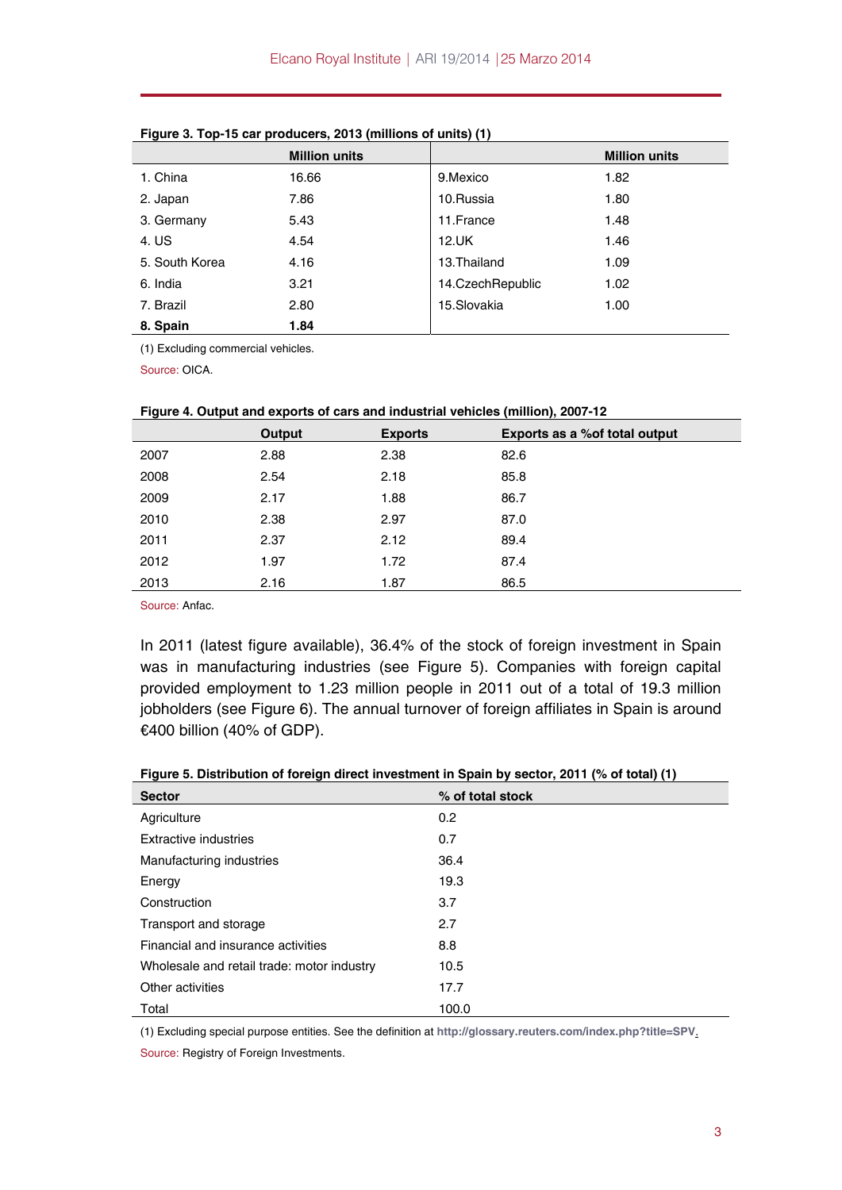**Figure 3. Top-15 car producers, 2013 (millions of units) (1)**

| | Million units | | Million units |
|---|---|---|---|
| 1. China | 16.66 | 9.Mexico | 1.82 |
| 2. Japan | 7.86 | 10.Russia | 1.80 |
| 3. Germany | 5.43 | 11.France | 1.48 |
| 4. US | 4.54 | 12.UK | 1.46 |
| 5. South Korea | 4.16 | 13.Thailand | 1.09 |
| 6. India | 3.21 | 14.CzechRepublic | 1.02 |
| 7. Brazil | 2.80 | 15.Slovakia | 1.00 |
| **8. Spain** | **1.84** | | |

(1) Excluding commercial vehicles.

Source: OICA.

**Figure 4. Output and exports of cars and industrial vehicles (million), 2007-12**

| | Output | Exports | Exports as a %of total output |
|---|---|---|---|
| 2007 | 2.88 | 2.38 | 82.6 |
| 2008 | 2.54 | 2.18 | 85.8 |
| 2009 | 2.17 | 1.88 | 86.7 |
| 2010 | 2.38 | 2.97 | 87.0 |
| 2011 | 2.37 | 2.12 | 89.4 |
| 2012 | 1.97 | 1.72 | 87.4 |
| 2013 | 2.16 | 1.87 | 86.5 |

Source: Anfac.

In 2011 (latest figure available), 36.4% of the stock of foreign investment in Spain was in manufacturing industries (see Figure 5). Companies with foreign capital provided employment to 1.23 million people in 2011 out of a total of 19.3 million jobholders (see Figure 6). The annual turnover of foreign affiliates in Spain is around €400 billion (40% of GDP).

**Figure 5. Distribution of foreign direct investment in Spain by sector, 2011 (% of total) (1)**

| Sector | % of total stock |
|---|---|
| Agriculture | 0.2 |
| Extractive industries | 0.7 |
| Manufacturing industries | 36.4 |
| Energy | 19.3 |
| Construction | 3.7 |
| Transport and storage | 2.7 |
| Financial and insurance activities | 8.8 |
| Wholesale and retail trade: motor industry | 10.5 |
| Other activities | 17.7 |
| Total | 100.0 |

(1) Excluding special purpose entities. See the definition at http://glossary.reuters.com/index.php?title=SPV.

Source: Registry of Foreign Investments.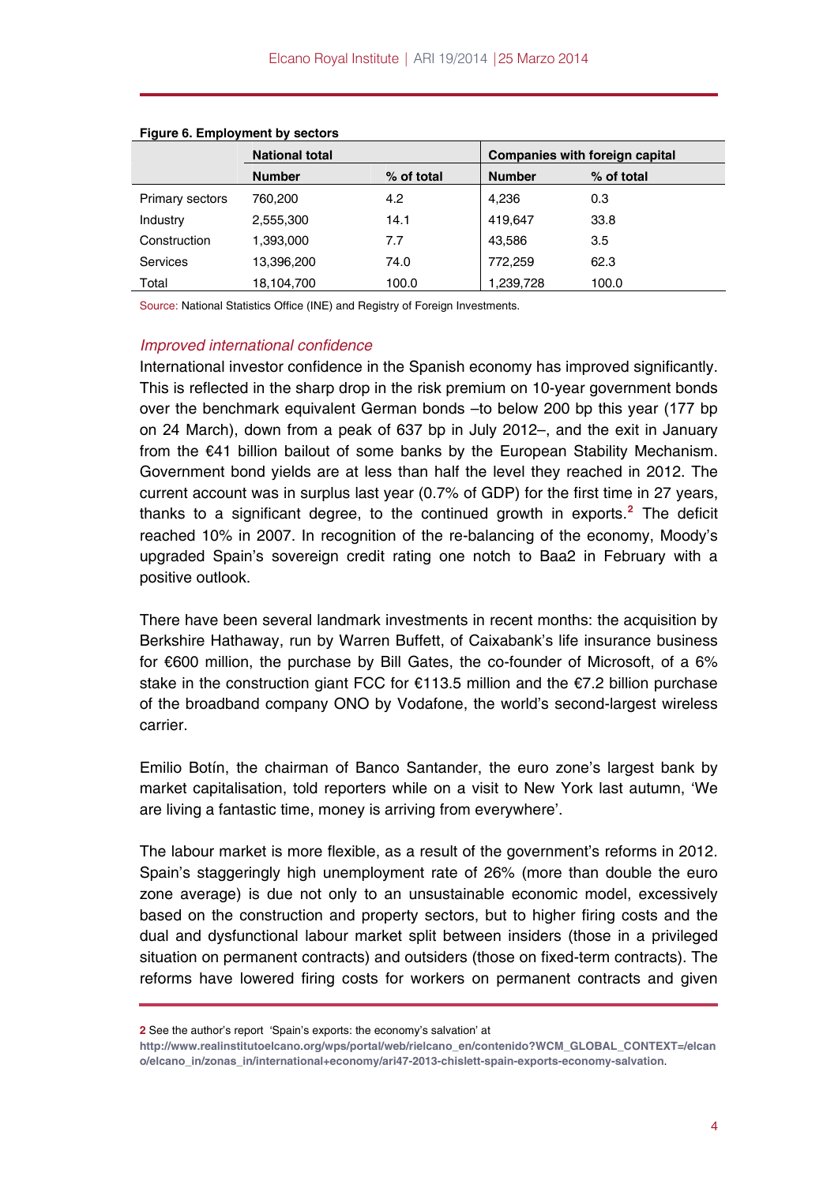**Figure 6. Employment by sectors**

| | National total | | Companies with foreign capital | |
|---|---|---|---|---|
| | Number | % of total | Number | % of total |
| Primary sectors | 760,200 | 4.2 | 4,236 | 0.3 |
| Industry | 2,555,300 | 14.1 | 419,647 | 33.8 |
| Construction | 1,393,000 | 7.7 | 43,586 | 3.5 |
| Services | 13,396,200 | 74.0 | 772,259 | 62.3 |
| Total | 18,104,700 | 100.0 | 1,239,728 | 100.0 |

Source: National Statistics Office (INE) and Registry of Foreign Investments.

*Improved international confidence*

International investor confidence in the Spanish economy has improved significantly. This is reflected in the sharp drop in the risk premium on 10-year government bonds over the benchmark equivalent German bonds –to below 200 bp this year (177 bp on 24 March), down from a peak of 637 bp in July 2012–, and the exit in January from the €41 billion bailout of some banks by the European Stability Mechanism. Government bond yields are at less than half the level they reached in 2012. The current account was in surplus last year (0.7% of GDP) for the first time in 27 years, thanks to a significant degree, to the continued growth in exports.[2] The deficit reached 10% in 2007. In recognition of the re-balancing of the economy, Moody's upgraded Spain's sovereign credit rating one notch to Baa2 in February with a positive outlook.

There have been several landmark investments in recent months: the acquisition by Berkshire Hathaway, run by Warren Buffett, of Caixabank's life insurance business for €600 million, the purchase by Bill Gates, the co-founder of Microsoft, of a 6% stake in the construction giant FCC for €113.5 million and the €7.2 billion purchase of the broadband company ONO by Vodafone, the world's second-largest wireless carrier.

Emilio Botín, the chairman of Banco Santander, the euro zone's largest bank by market capitalisation, told reporters while on a visit to New York last autumn, 'We are living a fantastic time, money is arriving from everywhere'.

The labour market is more flexible, as a result of the government's reforms in 2012. Spain's staggeringly high unemployment rate of 26% (more than double the euro zone average) is due not only to an unsustainable economic model, excessively based on the construction and property sectors, but to higher firing costs and the dual and dysfunctional labour market split between insiders (those in a privileged situation on permanent contracts) and outsiders (those on fixed-term contracts). The reforms have lowered firing costs for workers on permanent contracts and given

---

[2] See the author's report 'Spain's exports: the economy's salvation' at http://www.realinstitutoelcano.org/wps/portal/web/rielcano_en/contenido?WCM_GLOBAL_CONTEXT=/elcano/elcano_in/zonas_in/international+economy/ari47-2013-chislett-spain-exports-economy-salvation.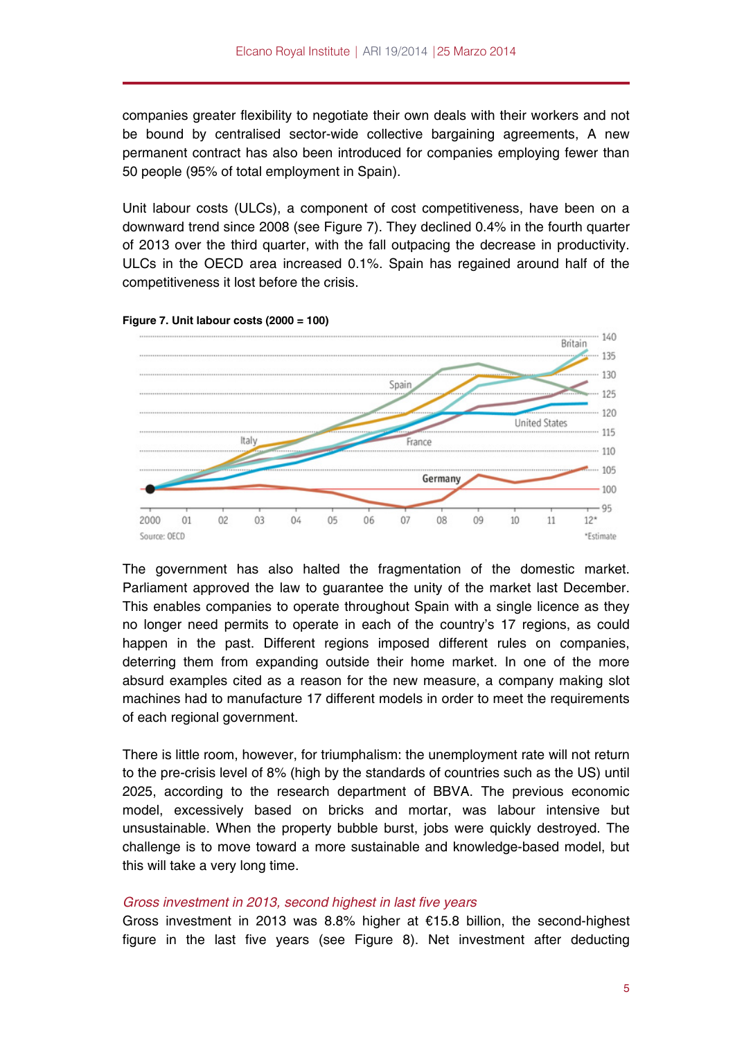companies greater flexibility to negotiate their own deals with their workers and not be bound by centralised sector-wide collective bargaining agreements, A new permanent contract has also been introduced for companies employing fewer than 50 people (95% of total employment in Spain).

Unit labour costs (ULCs), a component of cost competitiveness, have been on a downward trend since 2008 (see Figure 7). They declined 0.4% in the fourth quarter of 2013 over the third quarter, with the fall outpacing the decrease in productivity. ULCs in the OECD area increased 0.1%. Spain has regained around half of the competitiveness it lost before the crisis.

**Figure 7. Unit labour costs (2000 = 100)**

Source: OECD

*Estimate

The government has also halted the fragmentation of the domestic market. Parliament approved the law to guarantee the unity of the market last December. This enables companies to operate throughout Spain with a single licence as they no longer need permits to operate in each of the country's 17 regions, as could happen in the past. Different regions imposed different rules on companies, deterring them from expanding outside their home market. In one of the more absurd examples cited as a reason for the new measure, a company making slot machines had to manufacture 17 different models in order to meet the requirements of each regional government.

There is little room, however, for triumphalism: the unemployment rate will not return to the pre-crisis level of 8% (high by the standards of countries such as the US) until 2025, according to the research department of BBVA. The previous economic model, excessively based on bricks and mortar, was labour intensive but unsustainable. When the property bubble burst, jobs were quickly destroyed. The challenge is to move toward a more sustainable and knowledge-based model, but this will take a very long time.

### *Gross investment in 2013, second highest in last five years*

Gross investment in 2013 was 8.8% higher at €15.8 billion, the second-highest figure in the last five years (see Figure 8). Net investment after deducting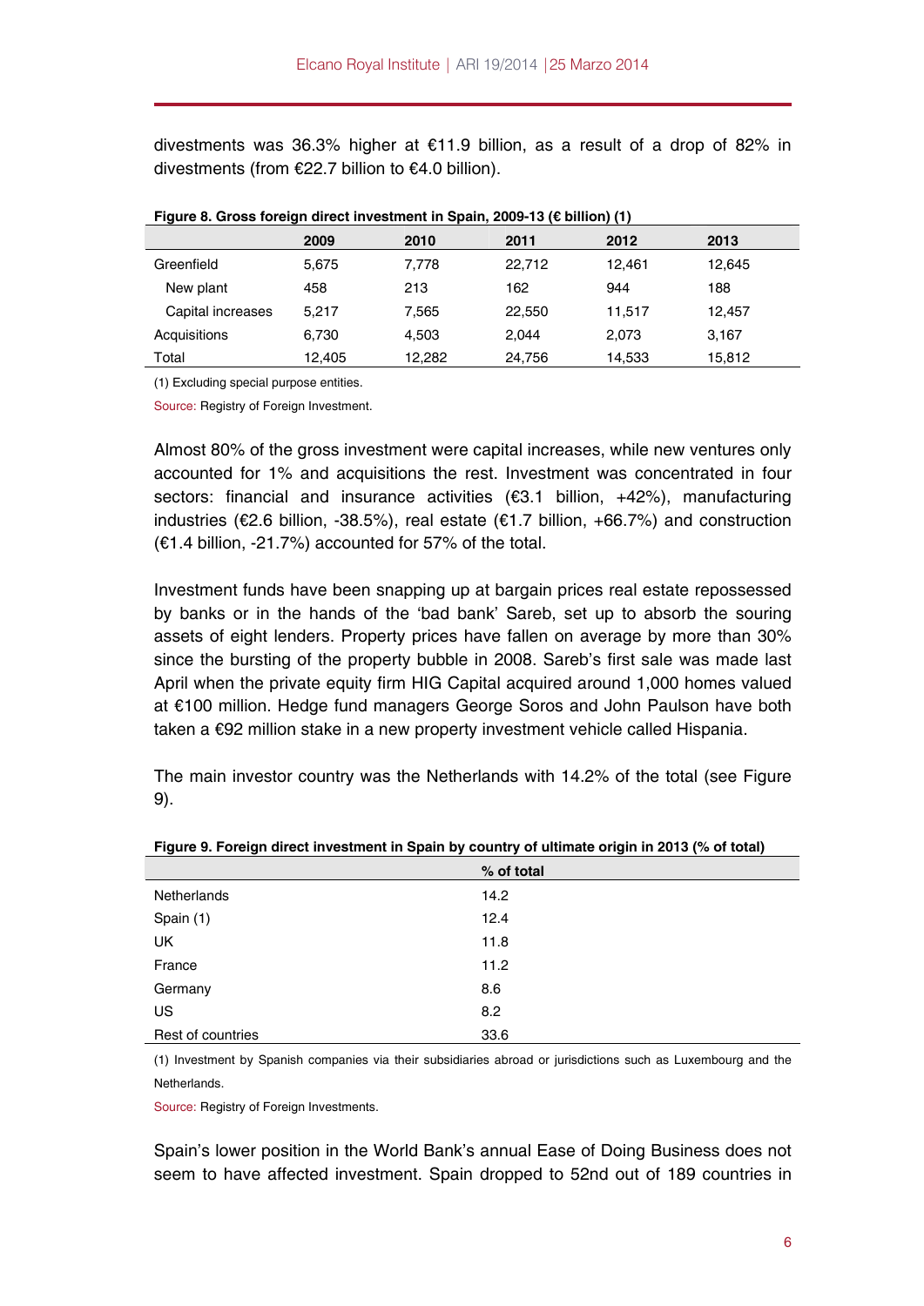divestments was 36.3% higher at €11.9 billion, as a result of a drop of 82% in divestments (from €22.7 billion to €4.0 billion).

**Figure 8. Gross foreign direct investment in Spain, 2009-13 (€ billion) (1)**

| | 2009 | 2010 | 2011 | 2012 | 2013 |
|---|---|---|---|---|---|
| Greenfield | 5,675 | 7,778 | 22,712 | 12,461 | 12,645 |
| New plant | 458 | 213 | 162 | 944 | 188 |
| Capital increases | 5,217 | 7,565 | 22,550 | 11,517 | 12,457 |
| Acquisitions | 6,730 | 4,503 | 2,044 | 2,073 | 3,167 |
| Total | 12,405 | 12,282 | 24,756 | 14,533 | 15,812 |

(1) Excluding special purpose entities.

Source: Registry of Foreign Investment.

Almost 80% of the gross investment were capital increases, while new ventures only accounted for 1% and acquisitions the rest. Investment was concentrated in four sectors: financial and insurance activities (€3.1 billion, +42%), manufacturing industries (€2.6 billion, -38.5%), real estate (€1.7 billion, +66.7%) and construction (€1.4 billion, -21.7%) accounted for 57% of the total.

Investment funds have been snapping up at bargain prices real estate repossessed by banks or in the hands of the 'bad bank' Sareb, set up to absorb the souring assets of eight lenders. Property prices have fallen on average by more than 30% since the bursting of the property bubble in 2008. Sareb's first sale was made last April when the private equity firm HIG Capital acquired around 1,000 homes valued at €100 million. Hedge fund managers George Soros and John Paulson have both taken a €92 million stake in a new property investment vehicle called Hispania.

The main investor country was the Netherlands with 14.2% of the total (see Figure 9).

**Figure 9. Foreign direct investment in Spain by country of ultimate origin in 2013 (% of total)**

| | % of total |
|---|---|
| Netherlands | 14.2 |
| Spain (1) | 12.4 |
| UK | 11.8 |
| France | 11.2 |
| Germany | 8.6 |
| US | 8.2 |
| Rest of countries | 33.6 |

(1) Investment by Spanish companies via their subsidiaries abroad or jurisdictions such as Luxembourg and the Netherlands.

Source: Registry of Foreign Investments.

Spain's lower position in the World Bank's annual Ease of Doing Business does not seem to have affected investment. Spain dropped to 52nd out of 189 countries in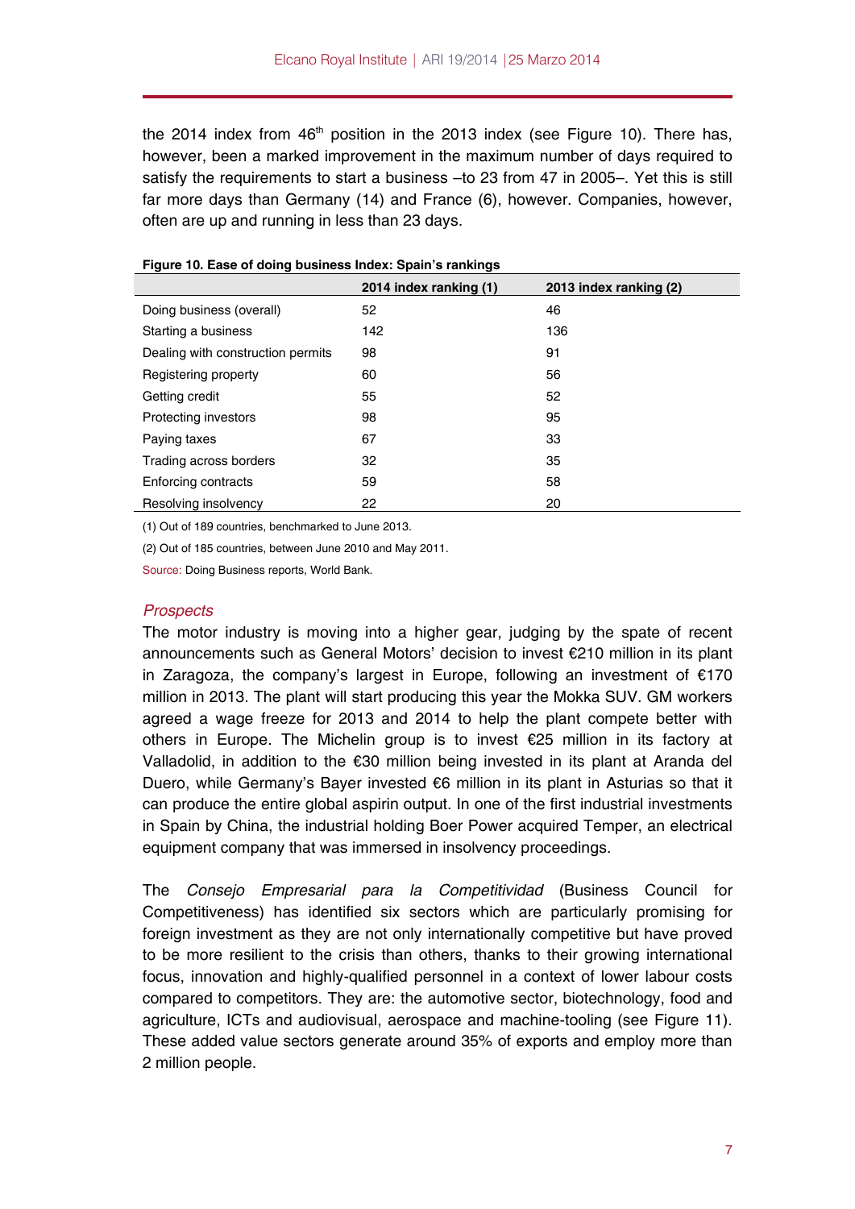the 2014 index from 46th position in the 2013 index (see Figure 10). There has, however, been a marked improvement in the maximum number of days required to satisfy the requirements to start a business –to 23 from 47 in 2005–. Yet this is still far more days than Germany (14) and France (6), however. Companies, however, often are up and running in less than 23 days.

**Figure 10. Ease of doing business Index: Spain's rankings**

| | 2014 index ranking (1) | 2013 index ranking (2) |
|---|---|---|
| Doing business (overall) | 52 | 46 |
| Starting a business | 142 | 136 |
| Dealing with construction permits | 98 | 91 |
| Registering property | 60 | 56 |
| Getting credit | 55 | 52 |
| Protecting investors | 98 | 95 |
| Paying taxes | 67 | 33 |
| Trading across borders | 32 | 35 |
| Enforcing contracts | 59 | 58 |
| Resolving insolvency | 22 | 20 |

(1) Out of 189 countries, benchmarked to June 2013.

(2) Out of 185 countries, between June 2010 and May 2011.

Source: Doing Business reports, World Bank.

### *Prospects*

The motor industry is moving into a higher gear, judging by the spate of recent announcements such as General Motors' decision to invest €210 million in its plant in Zaragoza, the company's largest in Europe, following an investment of €170 million in 2013. The plant will start producing this year the Mokka SUV. GM workers agreed a wage freeze for 2013 and 2014 to help the plant compete better with others in Europe. The Michelin group is to invest €25 million in its factory at Valladolid, in addition to the €30 million being invested in its plant at Aranda del Duero, while Germany's Bayer invested €6 million in its plant in Asturias so that it can produce the entire global aspirin output. In one of the first industrial investments in Spain by China, the industrial holding Boer Power acquired Temper, an electrical equipment company that was immersed in insolvency proceedings.

The *Consejo Empresarial para la Competitividad* (Business Council for Competitiveness) has identified six sectors which are particularly promising for foreign investment as they are not only internationally competitive but have proved to be more resilient to the crisis than others, thanks to their growing international focus, innovation and highly-qualified personnel in a context of lower labour costs compared to competitors. They are: the automotive sector, biotechnology, food and agriculture, ICTs and audiovisual, aerospace and machine-tooling (see Figure 11). These added value sectors generate around 35% of exports and employ more than 2 million people.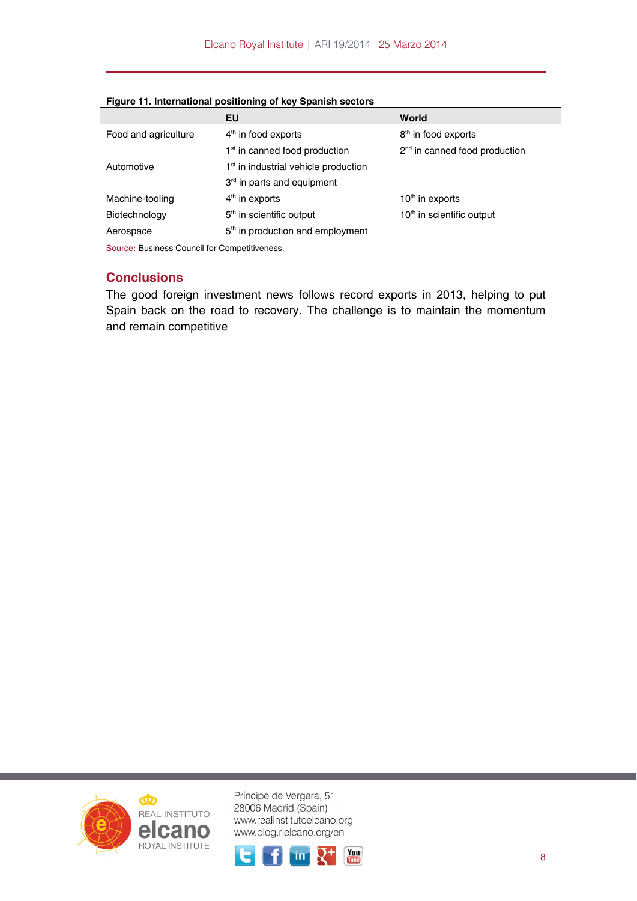**Figure 11. International positioning of key Spanish sectors**

| | EU | World |
|---|---|---|
| Food and agriculture | 4th in food exports | 8th in food exports |
| | 1st in canned food production | 2nd in canned food production |
| Automotive | 1st in industrial vehicle production | |
| | 3rd in parts and equipment | |
| Machine-tooling | 4th in exports | 10th in exports |
| Biotechnology | 5th in scientific output | 10th in scientific output |
| Aerospace | 5th in production and employment | |

Source: Business Council for Competitiveness.

## Conclusions

The good foreign investment news follows record exports in 2013, helping to put Spain back on the road to recovery. The challenge is to maintain the momentum and remain competitive

REAL INSTITUTO elcano ROYAL INSTITUTE

Príncipe de Vergara, 51
28006 Madrid (Spain)
www.realinstitutoelcano.org
www.blog.rielcano.org/en